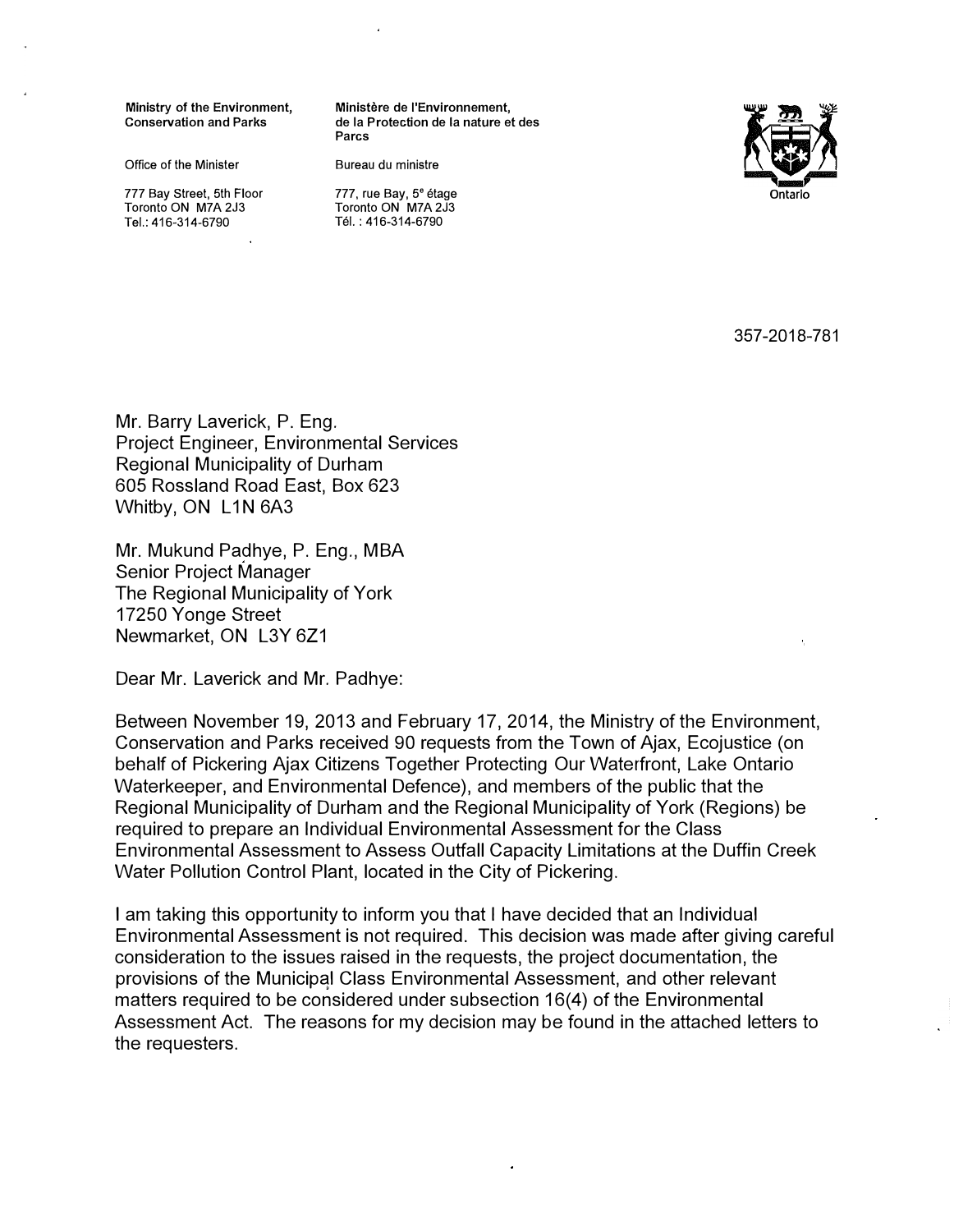**Ministry of the Environment, Conservation and Parks**

Office of the Minister

777 Bay Street, 5th Floor
Toronto ON M7A 2J3
Tel.: 416-314-6790

**Ministère de l'Environnement, de la Protection de la nature et des Parcs**

Bureau du ministre

777, rue Bay, 5e étage
Toronto ON M7A 2J3
Tél. : 416-314-6790

Ontario

357-2018-781

Mr. Barry Laverick, P. Eng.
Project Engineer, Environmental Services
Regional Municipality of Durham
605 Rossland Road East, Box 623
Whitby, ON L1N 6A3

Mr. Mukund Padhye, P. Eng., MBA
Senior Project Manager
The Regional Municipality of York
17250 Yonge Street
Newmarket, ON L3Y 6Z1

Dear Mr. Laverick and Mr. Padhye:

Between November 19, 2013 and February 17, 2014, the Ministry of the Environment, Conservation and Parks received 90 requests from the Town of Ajax, Ecojustice (on behalf of Pickering Ajax Citizens Together Protecting Our Waterfront, Lake Ontario Waterkeeper, and Environmental Defence), and members of the public that the Regional Municipality of Durham and the Regional Municipality of York (Regions) be required to prepare an Individual Environmental Assessment for the Class Environmental Assessment to Assess Outfall Capacity Limitations at the Duffin Creek Water Pollution Control Plant, located in the City of Pickering.

I am taking this opportunity to inform you that I have decided that an Individual Environmental Assessment is not required. This decision was made after giving careful consideration to the issues raised in the requests, the project documentation, the provisions of the Municipal Class Environmental Assessment, and other relevant matters required to be considered under subsection 16(4) of the Environmental Assessment Act. The reasons for my decision may be found in the attached letters to the requesters.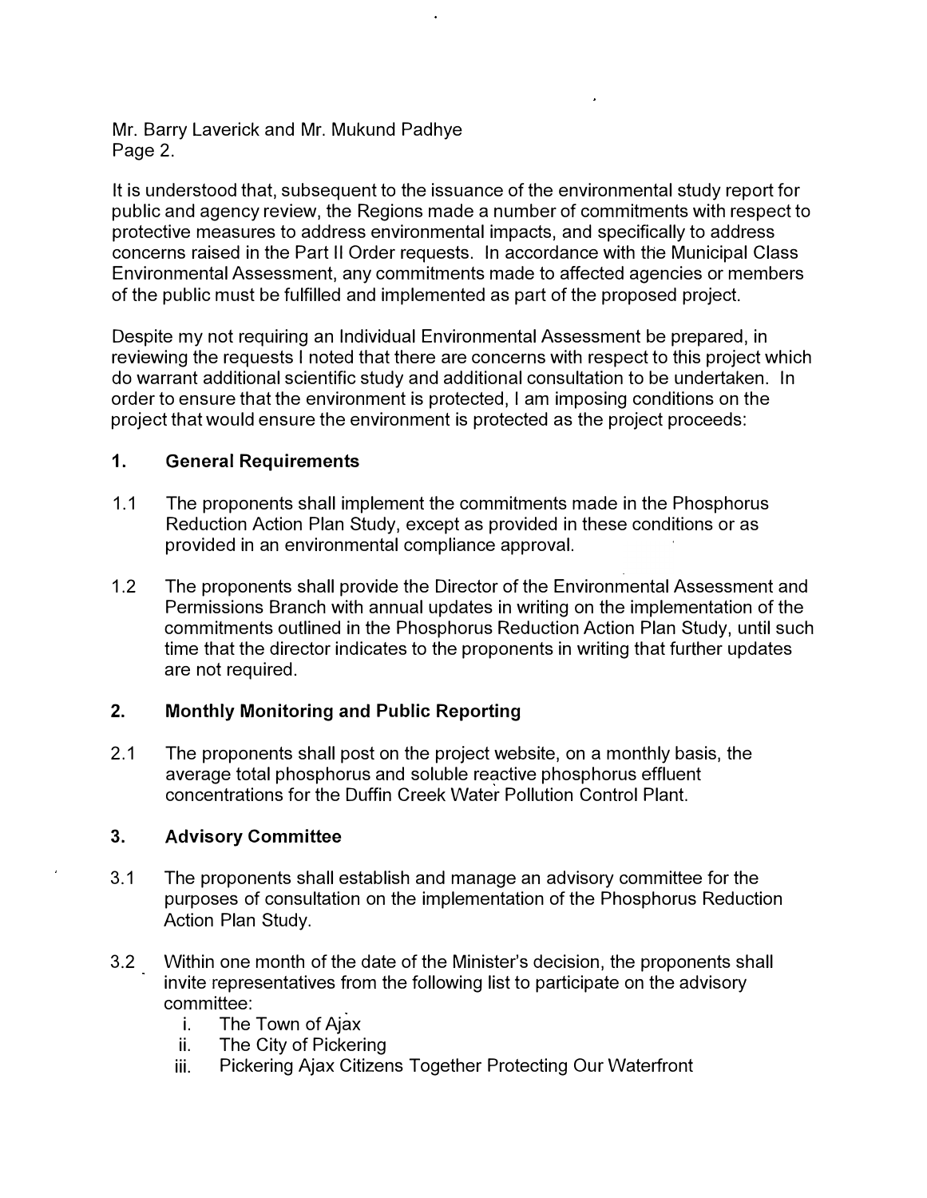Mr. Barry Laverick and Mr. Mukund Padhye
Page 2.

It is understood that, subsequent to the issuance of the environmental study report for public and agency review, the Regions made a number of commitments with respect to protective measures to address environmental impacts, and specifically to address concerns raised in the Part II Order requests. In accordance with the Municipal Class Environmental Assessment, any commitments made to affected agencies or members of the public must be fulfilled and implemented as part of the proposed project.

Despite my not requiring an Individual Environmental Assessment be prepared, in reviewing the requests I noted that there are concerns with respect to this project which do warrant additional scientific study and additional consultation to be undertaken. In order to ensure that the environment is protected, I am imposing conditions on the project that would ensure the environment is protected as the project proceeds:

**1. General Requirements**

1.1 The proponents shall implement the commitments made in the Phosphorus Reduction Action Plan Study, except as provided in these conditions or as provided in an environmental compliance approval.

1.2 The proponents shall provide the Director of the Environmental Assessment and Permissions Branch with annual updates in writing on the implementation of the commitments outlined in the Phosphorus Reduction Action Plan Study, until such time that the director indicates to the proponents in writing that further updates are not required.

**2. Monthly Monitoring and Public Reporting**

2.1 The proponents shall post on the project website, on a monthly basis, the average total phosphorus and soluble reactive phosphorus effluent concentrations for the Duffin Creek Water Pollution Control Plant.

**3. Advisory Committee**

3.1 The proponents shall establish and manage an advisory committee for the purposes of consultation on the implementation of the Phosphorus Reduction Action Plan Study.

3.2 Within one month of the date of the Minister's decision, the proponents shall invite representatives from the following list to participate on the advisory committee:

i. The Town of Ajax
ii. The City of Pickering
iii. Pickering Ajax Citizens Together Protecting Our Waterfront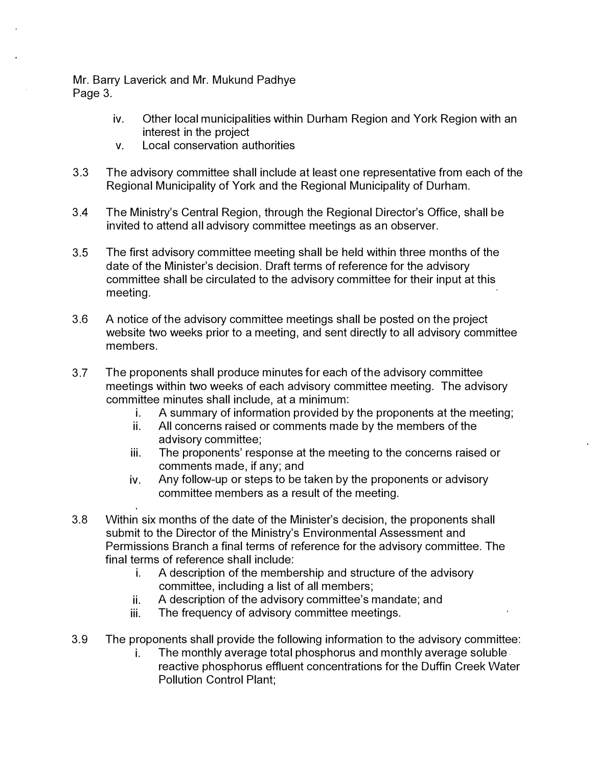iv. Other local municipalities within Durham Region and York Region with an interest in the project

v. Local conservation authorities

3.3 The advisory committee shall include at least one representative from each of the Regional Municipality of York and the Regional Municipality of Durham.

3.4 The Ministry's Central Region, through the Regional Director's Office, shall be invited to attend all advisory committee meetings as an observer.

3.5 The first advisory committee meeting shall be held within three months of the date of the Minister's decision. Draft terms of reference for the advisory committee shall be circulated to the advisory committee for their input at this meeting.

3.6 A notice of the advisory committee meetings shall be posted on the project website two weeks prior to a meeting, and sent directly to all advisory committee members.

3.7 The proponents shall produce minutes for each of the advisory committee meetings within two weeks of each advisory committee meeting. The advisory committee minutes shall include, at a minimum:

i. A summary of information provided by the proponents at the meeting;

ii. All concerns raised or comments made by the members of the advisory committee;

iii. The proponents' response at the meeting to the concerns raised or comments made, if any; and

iv. Any follow-up or steps to be taken by the proponents or advisory committee members as a result of the meeting.

3.8 Within six months of the date of the Minister's decision, the proponents shall submit to the Director of the Ministry's Environmental Assessment and Permissions Branch a final terms of reference for the advisory committee. The final terms of reference shall include:

i. A description of the membership and structure of the advisory committee, including a list of all members;

ii. A description of the advisory committee's mandate; and

iii. The frequency of advisory committee meetings.

3.9 The proponents shall provide the following information to the advisory committee:

i. The monthly average total phosphorus and monthly average soluble reactive phosphorus effluent concentrations for the Duffin Creek Water Pollution Control Plant;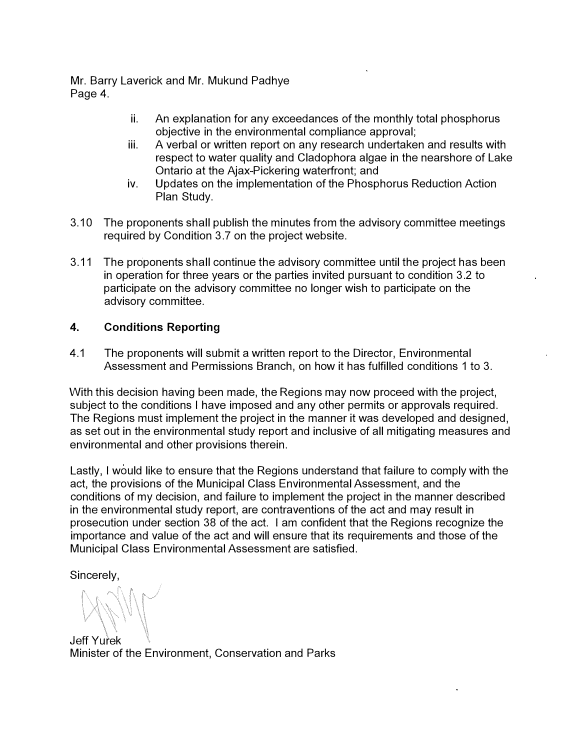Mr. Barry Laverick and Mr. Mukund Padhye
Page 4.

ii. An explanation for any exceedances of the monthly total phosphorus objective in the environmental compliance approval;

iii. A verbal or written report on any research undertaken and results with respect to water quality and Cladophora algae in the nearshore of Lake Ontario at the Ajax-Pickering waterfront; and

iv. Updates on the implementation of the Phosphorus Reduction Action Plan Study.

3.10 The proponents shall publish the minutes from the advisory committee meetings required by Condition 3.7 on the project website.

3.11 The proponents shall continue the advisory committee until the project has been in operation for three years or the parties invited pursuant to condition 3.2 to participate on the advisory committee no longer wish to participate on the advisory committee.

## 4. Conditions Reporting

4.1 The proponents will submit a written report to the Director, Environmental Assessment and Permissions Branch, on how it has fulfilled conditions 1 to 3.

With this decision having been made, the Regions may now proceed with the project, subject to the conditions I have imposed and any other permits or approvals required. The Regions must implement the project in the manner it was developed and designed, as set out in the environmental study report and inclusive of all mitigating measures and environmental and other provisions therein.

Lastly, I would like to ensure that the Regions understand that failure to comply with the act, the provisions of the Municipal Class Environmental Assessment, and the conditions of my decision, and failure to implement the project in the manner described in the environmental study report, are contraventions of the act and may result in prosecution under section 38 of the act. I am confident that the Regions recognize the importance and value of the act and will ensure that its requirements and those of the Municipal Class Environmental Assessment are satisfied.

Sincerely,

Jeff Yurek
Minister of the Environment, Conservation and Parks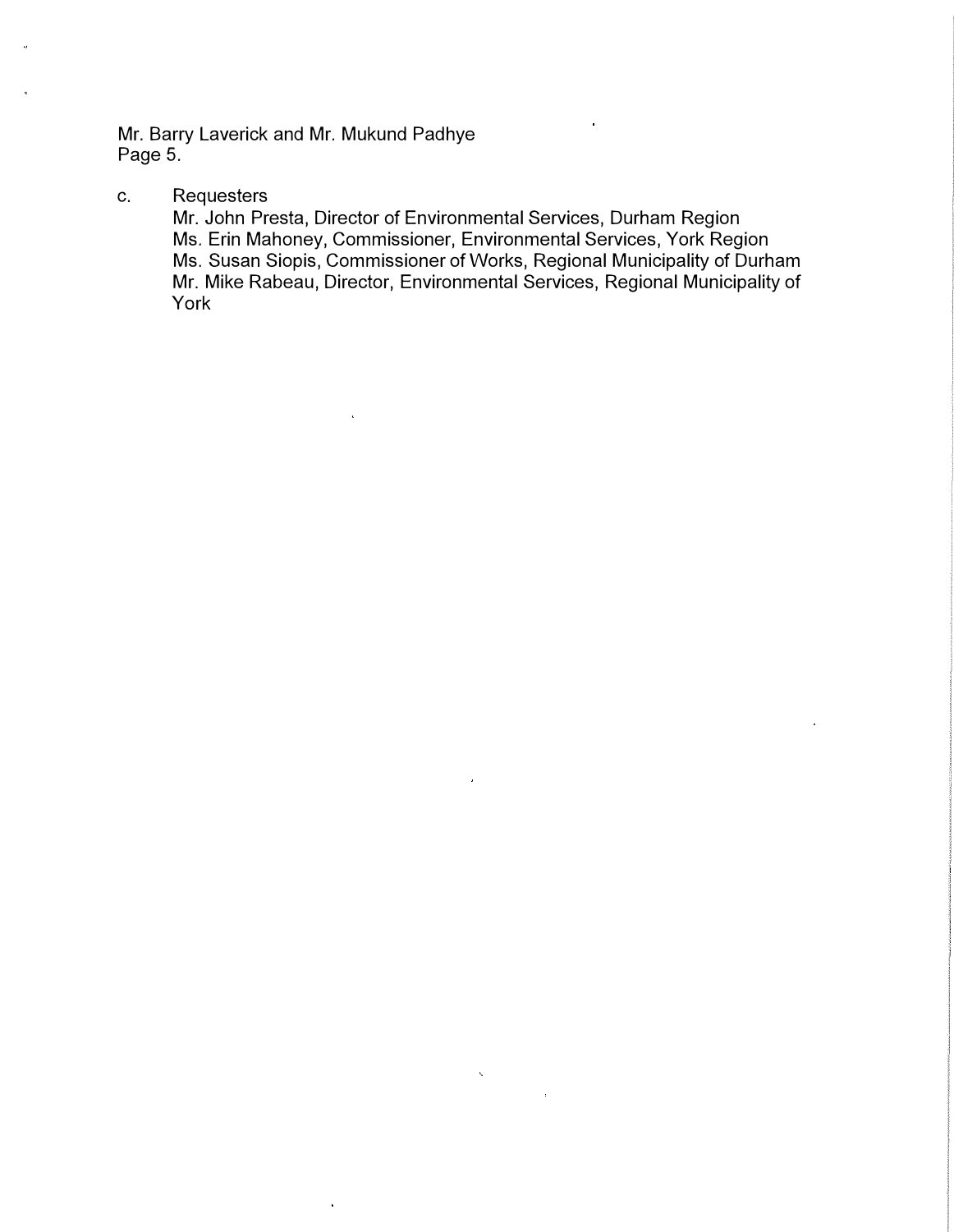c. Requesters

Mr. John Presta, Director of Environmental Services, Durham Region
Ms. Erin Mahoney, Commissioner, Environmental Services, York Region
Ms. Susan Siopis, Commissioner of Works, Regional Municipality of Durham
Mr. Mike Rabeau, Director, Environmental Services, Regional Municipality of York